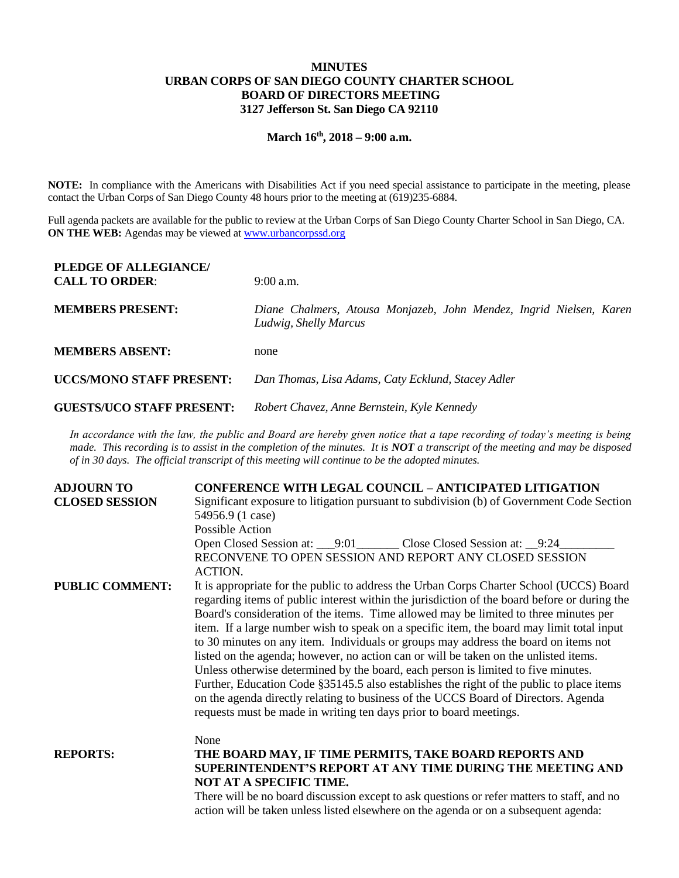**MINUTES**
**URBAN CORPS OF SAN DIEGO COUNTY CHARTER SCHOOL**
**BOARD OF DIRECTORS MEETING**
**3127 Jefferson St. San Diego CA 92110**

**March 16th, 2018 – 9:00 a.m.**

**NOTE:** In compliance with the Americans with Disabilities Act if you need special assistance to participate in the meeting, please contact the Urban Corps of San Diego County 48 hours prior to the meeting at (619)235-6884.

Full agenda packets are available for the public to review at the Urban Corps of San Diego County Charter School in San Diego, CA.
**ON THE WEB:** Agendas may be viewed at www.urbancorpssd.org

| | |
|---|---|
| **PLEDGE OF ALLEGIANCE/ CALL TO ORDER**: | 9:00 a.m. |
| **MEMBERS PRESENT:** | *Diane Chalmers, Atousa Monjazeb, John Mendez, Ingrid Nielsen, Karen Ludwig, Shelly Marcus* |
| **MEMBERS ABSENT:** | none |
| **UCCS/MONO STAFF PRESENT:** | *Dan Thomas, Lisa Adams, Caty Ecklund, Stacey Adler* |
| **GUESTS/UCO STAFF PRESENT:** | *Robert Chavez, Anne Bernstein, Kyle Kennedy* |

*In accordance with the law, the public and Board are hereby given notice that a tape recording of today's meeting is being made. This recording is to assist in the completion of the minutes. It is **NOT** a transcript of the meeting and may be disposed of in 30 days. The official transcript of this meeting will continue to be the adopted minutes.*

**ADJOURN TO CLOSED SESSION**

**CONFERENCE WITH LEGAL COUNCIL – ANTICIPATED LITIGATION**
Significant exposure to litigation pursuant to subdivision (b) of Government Code Section 54956.9 (1 case)
Possible Action
Open Closed Session at: ___9:01_______ Close Closed Session at: __9:24_________
RECONVENE TO OPEN SESSION AND REPORT ANY CLOSED SESSION ACTION.

**PUBLIC COMMENT:**

It is appropriate for the public to address the Urban Corps Charter School (UCCS) Board regarding items of public interest within the jurisdiction of the board before or during the Board's consideration of the items. Time allowed may be limited to three minutes per item. If a large number wish to speak on a specific item, the board may limit total input to 30 minutes on any item. Individuals or groups may address the board on items not listed on the agenda; however, no action can or will be taken on the unlisted items. Unless otherwise determined by the board, each person is limited to five minutes. Further, Education Code §35145.5 also establishes the right of the public to place items on the agenda directly relating to business of the UCCS Board of Directors. Agenda requests must be made in writing ten days prior to board meetings.

None

**REPORTS:**

**THE BOARD MAY, IF TIME PERMITS, TAKE BOARD REPORTS AND SUPERINTENDENT'S REPORT AT ANY TIME DURING THE MEETING AND NOT AT A SPECIFIC TIME.**
There will be no board discussion except to ask questions or refer matters to staff, and no action will be taken unless listed elsewhere on the agenda or on a subsequent agenda: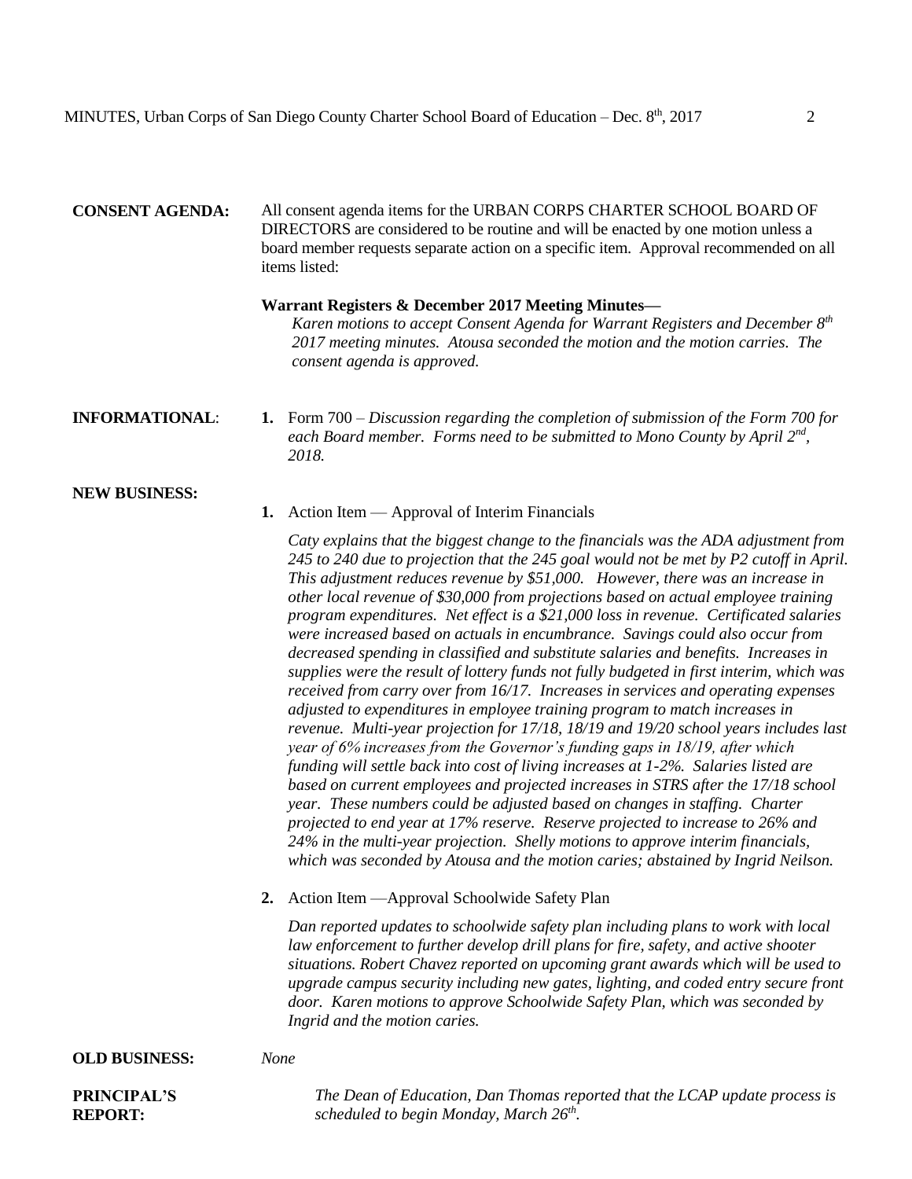**CONSENT AGENDA:** All consent agenda items for the URBAN CORPS CHARTER SCHOOL BOARD OF DIRECTORS are considered to be routine and will be enacted by one motion unless a board member requests separate action on a specific item. Approval recommended on all items listed:

**Warrant Registers & December 2017 Meeting Minutes**—

*Karen motions to accept Consent Agenda for Warrant Registers and December 8th 2017 meeting minutes. Atousa seconded the motion and the motion carries. The consent agenda is approved.*

**INFORMATIONAL**:

1. Form 700 – *Discussion regarding the completion of submission of the Form 700 for each Board member. Forms need to be submitted to Mono County by April 2nd, 2018.*

**NEW BUSINESS:**

1. Action Item — Approval of Interim Financials

   *Caty explains that the biggest change to the financials was the ADA adjustment from 245 to 240 due to projection that the 245 goal would not be met by P2 cutoff in April. This adjustment reduces revenue by $51,000. However, there was an increase in other local revenue of $30,000 from projections based on actual employee training program expenditures. Net effect is a $21,000 loss in revenue. Certificated salaries were increased based on actuals in encumbrance. Savings could also occur from decreased spending in classified and substitute salaries and benefits. Increases in supplies were the result of lottery funds not fully budgeted in first interim, which was received from carry over from 16/17. Increases in services and operating expenses adjusted to expenditures in employee training program to match increases in revenue. Multi-year projection for 17/18, 18/19 and 19/20 school years includes last year of 6% increases from the Governor's funding gaps in 18/19, after which funding will settle back into cost of living increases at 1-2%. Salaries listed are based on current employees and projected increases in STRS after the 17/18 school year. These numbers could be adjusted based on changes in staffing. Charter projected to end year at 17% reserve. Reserve projected to increase to 26% and 24% in the multi-year projection. Shelly motions to approve interim financials, which was seconded by Atousa and the motion caries; abstained by Ingrid Neilson.*

2. Action Item —Approval Schoolwide Safety Plan

   *Dan reported updates to schoolwide safety plan including plans to work with local law enforcement to further develop drill plans for fire, safety, and active shooter situations. Robert Chavez reported on upcoming grant awards which will be used to upgrade campus security including new gates, lighting, and coded entry secure front door. Karen motions to approve Schoolwide Safety Plan, which was seconded by Ingrid and the motion caries.*

**OLD BUSINESS:** *None*

**PRINCIPAL'S REPORT:** *The Dean of Education, Dan Thomas reported that the LCAP update process is scheduled to begin Monday, March 26th.*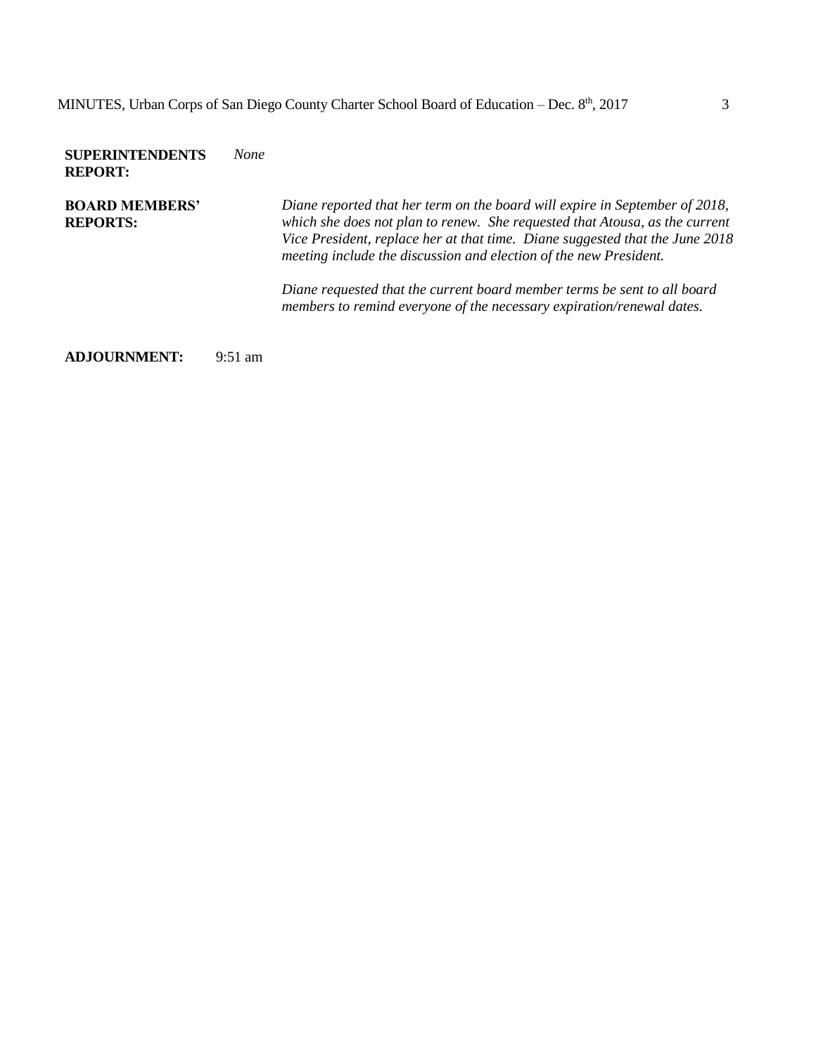**SUPERINTENDENTS REPORT:** *None*

**BOARD MEMBERS' REPORTS:**

*Diane reported that her term on the board will expire in September of 2018, which she does not plan to renew. She requested that Atousa, as the current Vice President, replace her at that time. Diane suggested that the June 2018 meeting include the discussion and election of the new President.*

*Diane requested that the current board member terms be sent to all board members to remind everyone of the necessary expiration/renewal dates.*

**ADJOURNMENT:** 9:51 am